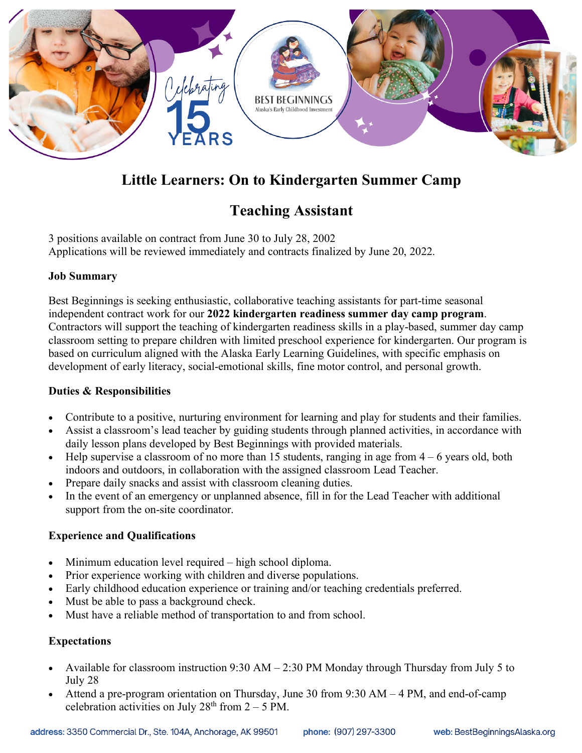# Little Learners: On to Kindergarten Summer Camp

## Teaching Assistant

3 positions available on contract from June 30 to July 28, 2002
Applications will be reviewed immediately and contracts finalized by June 20, 2022.

### Job Summary

Best Beginnings is seeking enthusiastic, collaborative teaching assistants for part-time seasonal independent contract work for our **2022 kindergarten readiness summer day camp program**. Contractors will support the teaching of kindergarten readiness skills in a play-based, summer day camp classroom setting to prepare children with limited preschool experience for kindergarten. Our program is based on curriculum aligned with the Alaska Early Learning Guidelines, with specific emphasis on development of early literacy, social-emotional skills, fine motor control, and personal growth.

### Duties & Responsibilities

- Contribute to a positive, nurturing environment for learning and play for students and their families.
- Assist a classroom's lead teacher by guiding students through planned activities, in accordance with daily lesson plans developed by Best Beginnings with provided materials.
- Help supervise a classroom of no more than 15 students, ranging in age from 4 – 6 years old, both indoors and outdoors, in collaboration with the assigned classroom Lead Teacher.
- Prepare daily snacks and assist with classroom cleaning duties.
- In the event of an emergency or unplanned absence, fill in for the Lead Teacher with additional support from the on-site coordinator.

### Experience and Qualifications

- Minimum education level required – high school diploma.
- Prior experience working with children and diverse populations.
- Early childhood education experience or training and/or teaching credentials preferred.
- Must be able to pass a background check.
- Must have a reliable method of transportation to and from school.

### Expectations

- Available for classroom instruction 9:30 AM – 2:30 PM Monday through Thursday from July 5 to July 28
- Attend a pre-program orientation on Thursday, June 30 from 9:30 AM – 4 PM, and end-of-camp celebration activities on July 28th from 2 – 5 PM.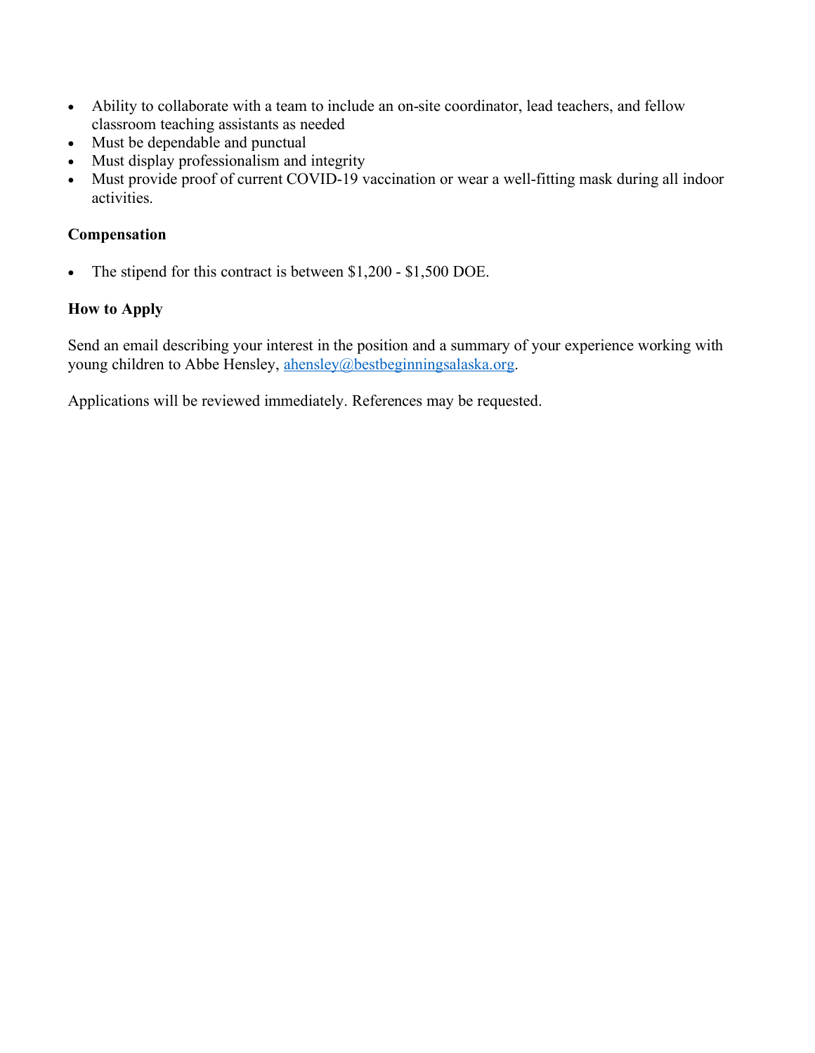- Ability to collaborate with a team to include an on-site coordinator, lead teachers, and fellow classroom teaching assistants as needed
- Must be dependable and punctual
- Must display professionalism and integrity
- Must provide proof of current COVID-19 vaccination or wear a well-fitting mask during all indoor activities.

**Compensation**

- The stipend for this contract is between $1,200 - $1,500 DOE.

**How to Apply**

Send an email describing your interest in the position and a summary of your experience working with young children to Abbe Hensley, ahensley@bestbeginningsalaska.org.

Applications will be reviewed immediately. References may be requested.